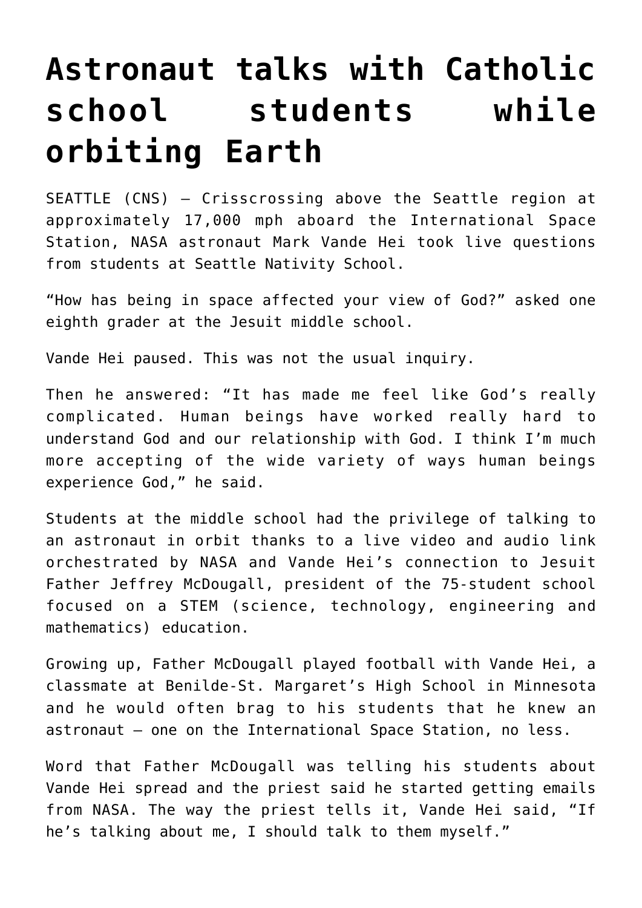# Astronaut talks with Catholic school students while orbiting Earth

SEATTLE (CNS) — Crisscrossing above the Seattle region at approximately 17,000 mph aboard the International Space Station, NASA astronaut Mark Vande Hei took live questions from students at Seattle Nativity School.

"How has being in space affected your view of God?" asked one eighth grader at the Jesuit middle school.

Vande Hei paused. This was not the usual inquiry.

Then he answered: "It has made me feel like God's really complicated. Human beings have worked really hard to understand God and our relationship with God. I think I'm much more accepting of the wide variety of ways human beings experience God," he said.

Students at the middle school had the privilege of talking to an astronaut in orbit thanks to a live video and audio link orchestrated by NASA and Vande Hei's connection to Jesuit Father Jeffrey McDougall, president of the 75-student school focused on a STEM (science, technology, engineering and mathematics) education.

Growing up, Father McDougall played football with Vande Hei, a classmate at Benilde-St. Margaret's High School in Minnesota and he would often brag to his students that he knew an astronaut — one on the International Space Station, no less.

Word that Father McDougall was telling his students about Vande Hei spread and the priest said he started getting emails from NASA. The way the priest tells it, Vande Hei said, "If he's talking about me, I should talk to them myself."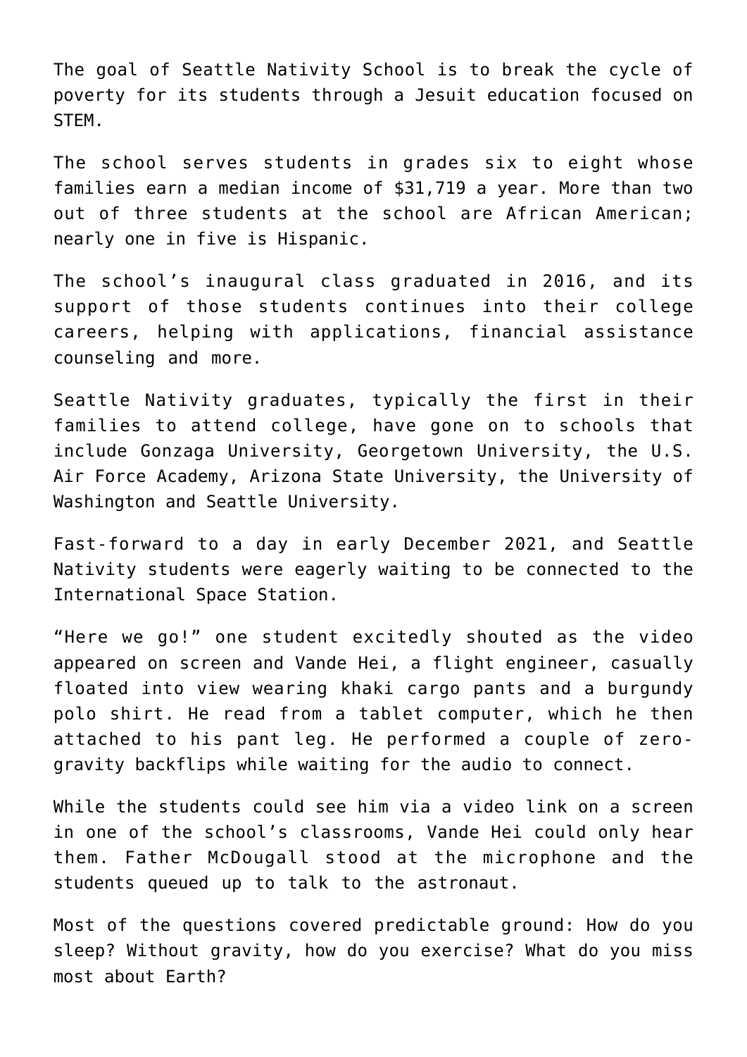The goal of Seattle Nativity School is to break the cycle of poverty for its students through a Jesuit education focused on STEM.

The school serves students in grades six to eight whose families earn a median income of $31,719 a year. More than two out of three students at the school are African American; nearly one in five is Hispanic.

The school's inaugural class graduated in 2016, and its support of those students continues into their college careers, helping with applications, financial assistance counseling and more.

Seattle Nativity graduates, typically the first in their families to attend college, have gone on to schools that include Gonzaga University, Georgetown University, the U.S. Air Force Academy, Arizona State University, the University of Washington and Seattle University.

Fast-forward to a day in early December 2021, and Seattle Nativity students were eagerly waiting to be connected to the International Space Station.

"Here we go!" one student excitedly shouted as the video appeared on screen and Vande Hei, a flight engineer, casually floated into view wearing khaki cargo pants and a burgundy polo shirt. He read from a tablet computer, which he then attached to his pant leg. He performed a couple of zero-gravity backflips while waiting for the audio to connect.

While the students could see him via a video link on a screen in one of the school's classrooms, Vande Hei could only hear them. Father McDougall stood at the microphone and the students queued up to talk to the astronaut.

Most of the questions covered predictable ground: How do you sleep? Without gravity, how do you exercise? What do you miss most about Earth?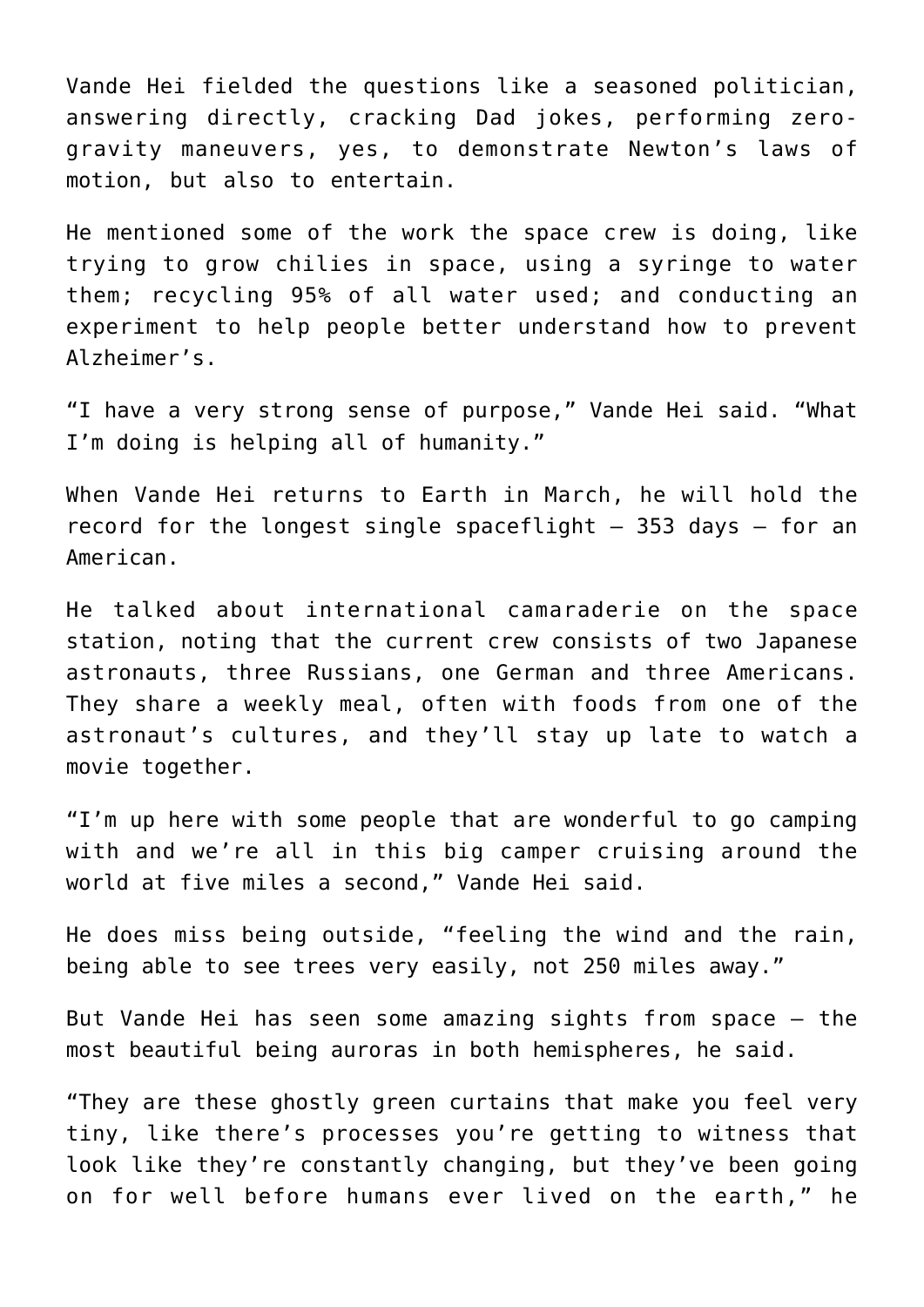Vande Hei fielded the questions like a seasoned politician, answering directly, cracking Dad jokes, performing zero-gravity maneuvers, yes, to demonstrate Newton’s laws of motion, but also to entertain.

He mentioned some of the work the space crew is doing, like trying to grow chilies in space, using a syringe to water them; recycling 95% of all water used; and conducting an experiment to help people better understand how to prevent Alzheimer’s.

“I have a very strong sense of purpose,” Vande Hei said. “What I’m doing is helping all of humanity.”

When Vande Hei returns to Earth in March, he will hold the record for the longest single spaceflight — 353 days — for an American.

He talked about international camaraderie on the space station, noting that the current crew consists of two Japanese astronauts, three Russians, one German and three Americans. They share a weekly meal, often with foods from one of the astronaut’s cultures, and they’ll stay up late to watch a movie together.

“I’m up here with some people that are wonderful to go camping with and we’re all in this big camper cruising around the world at five miles a second,” Vande Hei said.

He does miss being outside, “feeling the wind and the rain, being able to see trees very easily, not 250 miles away.”

But Vande Hei has seen some amazing sights from space — the most beautiful being auroras in both hemispheres, he said.

“They are these ghostly green curtains that make you feel very tiny, like there’s processes you’re getting to witness that look like they’re constantly changing, but they’ve been going on for well before humans ever lived on the earth,” he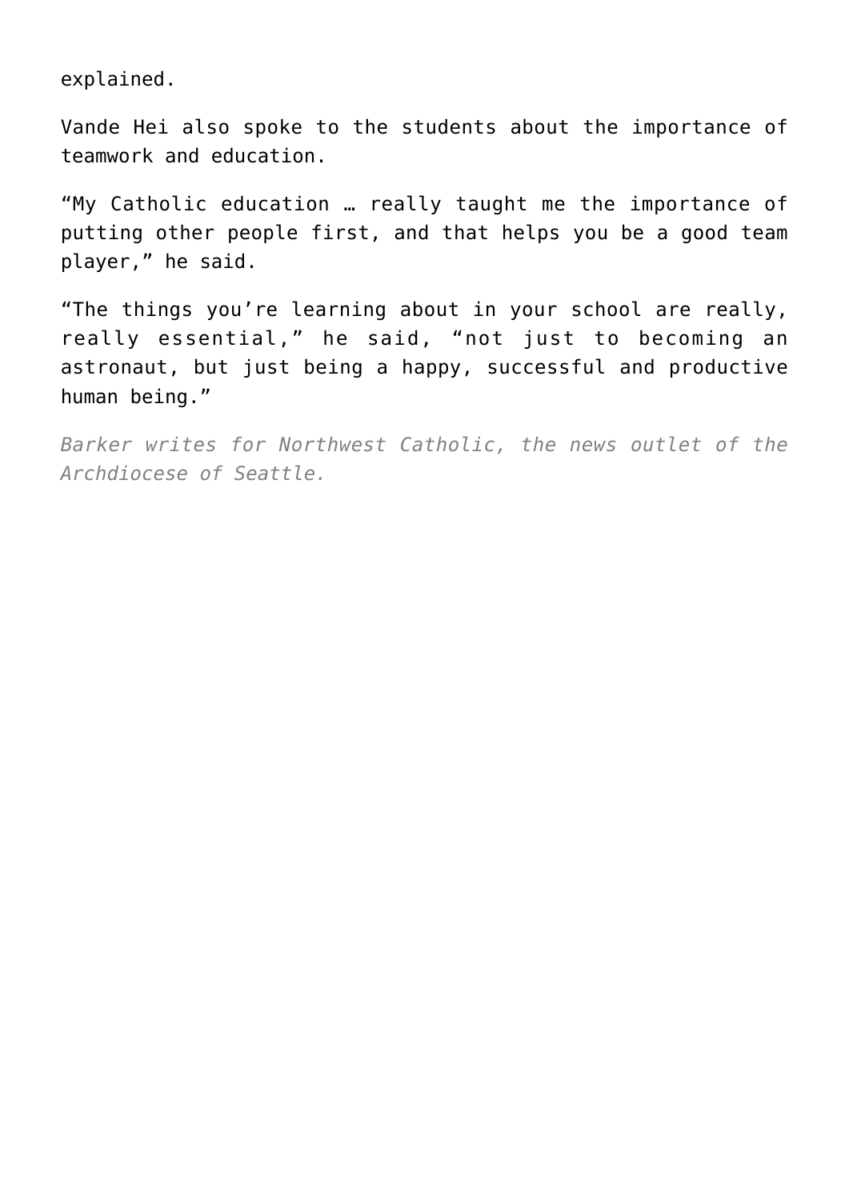explained.

Vande Hei also spoke to the students about the importance of teamwork and education.

"My Catholic education … really taught me the importance of putting other people first, and that helps you be a good team player," he said.

"The things you're learning about in your school are really, really essential," he said, "not just to becoming an astronaut, but just being a happy, successful and productive human being."

*Barker writes for Northwest Catholic, the news outlet of the Archdiocese of Seattle.*